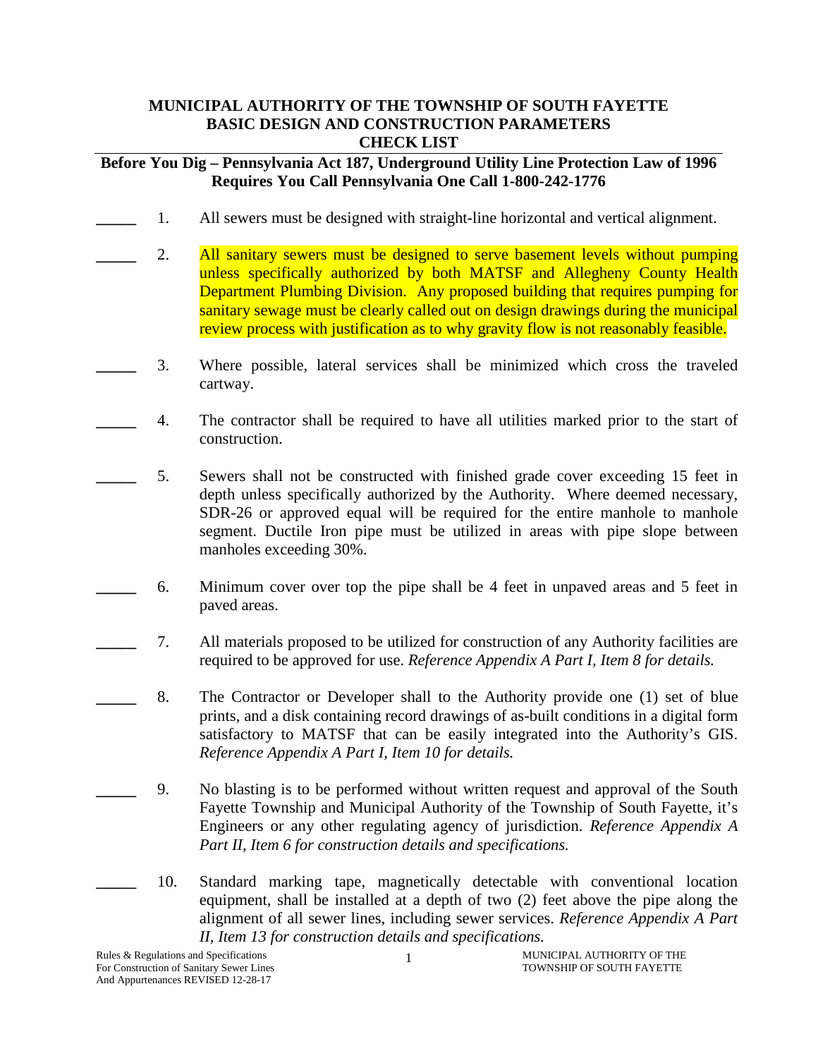# MUNICIPAL AUTHORITY OF THE TOWNSHIP OF SOUTH FAYETTE
# BASIC DESIGN AND CONSTRUCTION PARAMETERS
# CHECK LIST

**Before You Dig – Pennsylvania Act 187, Underground Utility Line Protection Law of 1996 Requires You Call Pennsylvania One Call 1-800-242-1776**

_____ 1. All sewers must be designed with straight-line horizontal and vertical alignment.

_____ 2. All sanitary sewers must be designed to serve basement levels without pumping unless specifically authorized by both MATSF and Allegheny County Health Department Plumbing Division. Any proposed building that requires pumping for sanitary sewage must be clearly called out on design drawings during the municipal review process with justification as to why gravity flow is not reasonably feasible.

_____ 3. Where possible, lateral services shall be minimized which cross the traveled cartway.

_____ 4. The contractor shall be required to have all utilities marked prior to the start of construction.

_____ 5. Sewers shall not be constructed with finished grade cover exceeding 15 feet in depth unless specifically authorized by the Authority. Where deemed necessary, SDR-26 or approved equal will be required for the entire manhole to manhole segment. Ductile Iron pipe must be utilized in areas with pipe slope between manholes exceeding 30%.

_____ 6. Minimum cover over top the pipe shall be 4 feet in unpaved areas and 5 feet in paved areas.

_____ 7. All materials proposed to be utilized for construction of any Authority facilities are required to be approved for use. *Reference Appendix A Part I, Item 8 for details.*

_____ 8. The Contractor or Developer shall to the Authority provide one (1) set of blue prints, and a disk containing record drawings of as-built conditions in a digital form satisfactory to MATSF that can be easily integrated into the Authority's GIS. *Reference Appendix A Part I, Item 10 for details.*

_____ 9. No blasting is to be performed without written request and approval of the South Fayette Township and Municipal Authority of the Township of South Fayette, it's Engineers or any other regulating agency of jurisdiction. *Reference Appendix A Part II, Item 6 for construction details and specifications.*

_____ 10. Standard marking tape, magnetically detectable with conventional location equipment, shall be installed at a depth of two (2) feet above the pipe along the alignment of all sewer lines, including sewer services. *Reference Appendix A Part II, Item 13 for construction details and specifications.*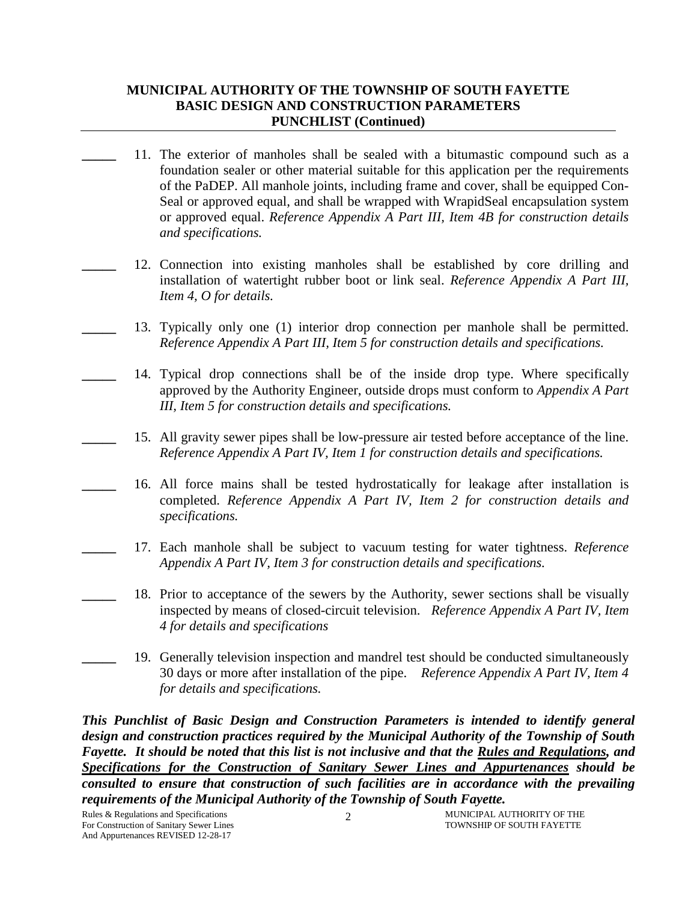**MUNICIPAL AUTHORITY OF THE TOWNSHIP OF SOUTH FAYETTE**
**BASIC DESIGN AND CONSTRUCTION PARAMETERS**
**PUNCHLIST (Continued)**

_____ 11. The exterior of manholes shall be sealed with a bitumastic compound such as a foundation sealer or other material suitable for this application per the requirements of the PaDEP. All manhole joints, including frame and cover, shall be equipped Con-Seal or approved equal, and shall be wrapped with WrapidSeal encapsulation system or approved equal. *Reference Appendix A Part III, Item 4B for construction details and specifications.*

_____ 12. Connection into existing manholes shall be established by core drilling and installation of watertight rubber boot or link seal. *Reference Appendix A Part III, Item 4, O for details.*

_____ 13. Typically only one (1) interior drop connection per manhole shall be permitted. *Reference Appendix A Part III, Item 5 for construction details and specifications.*

_____ 14. Typical drop connections shall be of the inside drop type. Where specifically approved by the Authority Engineer, outside drops must conform to *Appendix A Part III, Item 5 for construction details and specifications.*

_____ 15. All gravity sewer pipes shall be low-pressure air tested before acceptance of the line. *Reference Appendix A Part IV, Item 1 for construction details and specifications.*

_____ 16. All force mains shall be tested hydrostatically for leakage after installation is completed. *Reference Appendix A Part IV, Item 2 for construction details and specifications.*

_____ 17. Each manhole shall be subject to vacuum testing for water tightness. *Reference Appendix A Part IV, Item 3 for construction details and specifications.*

_____ 18. Prior to acceptance of the sewers by the Authority, sewer sections shall be visually inspected by means of closed-circuit television. *Reference Appendix A Part IV, Item 4 for details and specifications*

_____ 19. Generally television inspection and mandrel test should be conducted simultaneously 30 days or more after installation of the pipe. *Reference Appendix A Part IV, Item 4 for details and specifications.*

***This Punchlist of Basic Design and Construction Parameters is intended to identify general design and construction practices required by the Municipal Authority of the Township of South Fayette. It should be noted that this list is not inclusive and that the Rules and Regulations, and Specifications for the Construction of Sanitary Sewer Lines and Appurtenances should be consulted to ensure that construction of such facilities are in accordance with the prevailing requirements of the Municipal Authority of the Township of South Fayette.***